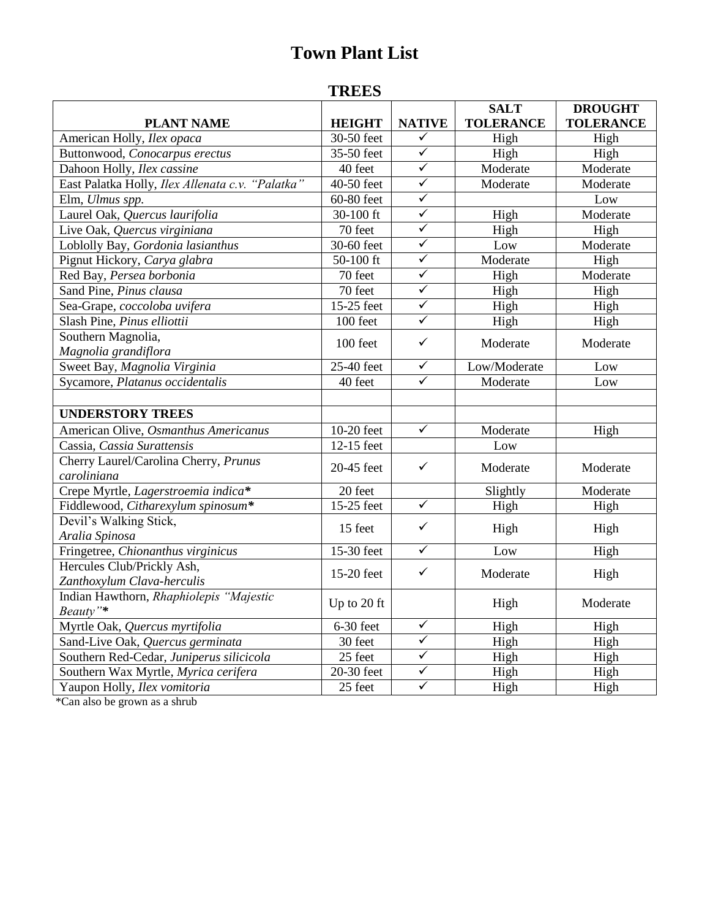# Town Plant List

## TREES

| PLANT NAME | HEIGHT | NATIVE | SALT TOLERANCE | DROUGHT TOLERANCE |
|---|---|---|---|---|
| American Holly, *Ilex opaca* | 30-50 feet | ✓ | High | High |
| Buttonwood, *Conocarpus erectus* | 35-50 feet | ✓ | High | High |
| Dahoon Holly, *Ilex cassine* | 40 feet | ✓ | Moderate | Moderate |
| East Palatka Holly, *Ilex Allenata c.v. "Palatka"* | 40-50 feet | ✓ | Moderate | Moderate |
| Elm, *Ulmus spp.* | 60-80 feet | ✓ | | Low |
| Laurel Oak, *Quercus laurifolia* | 30-100 ft | ✓ | High | Moderate |
| Live Oak, *Quercus virginiana* | 70 feet | ✓ | High | High |
| Loblolly Bay, *Gordonia lasianthus* | 30-60 feet | ✓ | Low | Moderate |
| Pignut Hickory, *Carya glabra* | 50-100 ft | ✓ | Moderate | High |
| Red Bay, *Persea borbonia* | 70 feet | ✓ | High | Moderate |
| Sand Pine, *Pinus clausa* | 70 feet | ✓ | High | High |
| Sea-Grape, *coccoloba uvifera* | 15-25 feet | ✓ | High | High |
| Slash Pine, *Pinus elliottii* | 100 feet | ✓ | High | High |
| Southern Magnolia, *Magnolia grandiflora* | 100 feet | ✓ | Moderate | Moderate |
| Sweet Bay, *Magnolia Virginia* | 25-40 feet | ✓ | Low/Moderate | Low |
| Sycamore, *Platanus occidentalis* | 40 feet | ✓ | Moderate | Low |
| | | | | |
| **UNDERSTORY TREES** | | | | |
| American Olive, *Osmanthus Americanus* | 10-20 feet | ✓ | Moderate | High |
| Cassia, *Cassia Surattensis* | 12-15 feet | | Low | |
| Cherry Laurel/Carolina Cherry, *Prunus caroliniana* | 20-45 feet | ✓ | Moderate | Moderate |
| Crepe Myrtle, *Lagerstroemia indica*** | 20 feet | | Slightly | Moderate |
| Fiddlewood, *Citharexylum spinosum*** | 15-25 feet | ✓ | High | High |
| Devil's Walking Stick, *Aralia Spinosa* | 15 feet | ✓ | High | High |
| Fringetree, *Chionanthus virginicus* | 15-30 feet | ✓ | Low | High |
| Hercules Club/Prickly Ash, *Zanthoxylum Clava-herculis* | 15-20 feet | ✓ | Moderate | High |
| Indian Hawthorn, *Rhaphiolepis "Majestic Beauty"*** | Up to 20 ft | | High | Moderate |
| Myrtle Oak, *Quercus myrtifolia* | 6-30 feet | ✓ | High | High |
| Sand-Live Oak, *Quercus germinata* | 30 feet | ✓ | High | High |
| Southern Red-Cedar, *Juniperus silicicola* | 25 feet | ✓ | High | High |
| Southern Wax Myrtle, *Myrica cerifera* | 20-30 feet | ✓ | High | High |
| Yaupon Holly, *Ilex vomitoria* | 25 feet | ✓ | High | High |

*Can also be grown as a shrub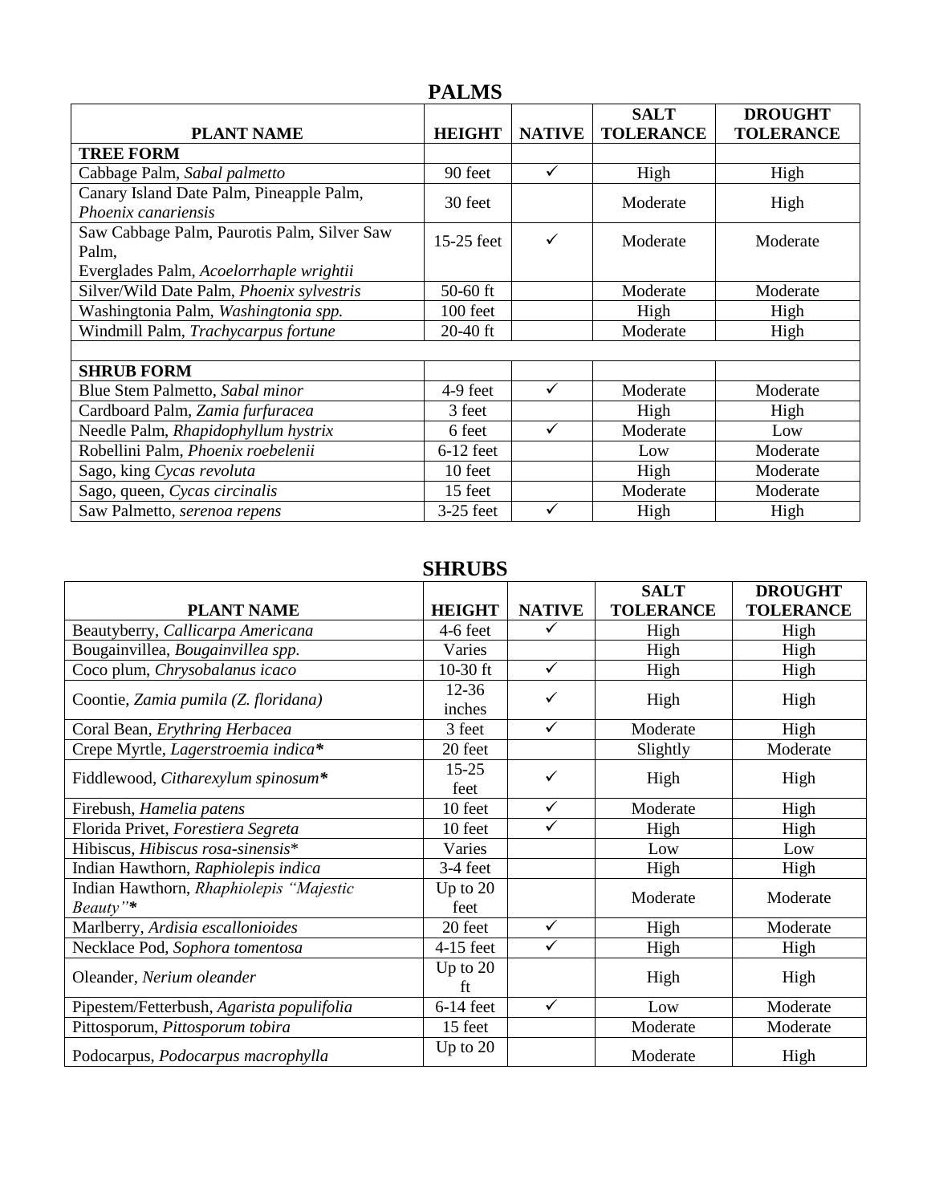## PALMS

| PLANT NAME | HEIGHT | NATIVE | SALT TOLERANCE | DROUGHT TOLERANCE |
|---|---|---|---|---|
| **TREE FORM** | | | | |
| Cabbage Palm, *Sabal palmetto* | 90 feet | ✓ | High | High |
| Canary Island Date Palm, Pineapple Palm, *Phoenix canariensis* | 30 feet | | Moderate | High |
| Saw Cabbage Palm, Paurotis Palm, Silver Saw Palm, Everglades Palm, *Acoelorrhaple wrightii* | 15-25 feet | ✓ | Moderate | Moderate |
| Silver/Wild Date Palm, *Phoenix sylvestris* | 50-60 ft | | Moderate | Moderate |
| Washingtonia Palm, *Washingtonia spp.* | 100 feet | | High | High |
| Windmill Palm, *Trachycarpus fortune* | 20-40 ft | | Moderate | High |
| | | | | |
| **SHRUB FORM** | | | | |
| Blue Stem Palmetto, *Sabal minor* | 4-9 feet | ✓ | Moderate | Moderate |
| Cardboard Palm, *Zamia furfuracea* | 3 feet | | High | High |
| Needle Palm, *Rhapidophyllum hystrix* | 6 feet | ✓ | Moderate | Low |
| Robellini Palm, *Phoenix roebelenii* | 6-12 feet | | Low | Moderate |
| Sago, king *Cycas revoluta* | 10 feet | | High | Moderate |
| Sago, queen, *Cycas circinalis* | 15 feet | | Moderate | Moderate |
| Saw Palmetto, *serenoa repens* | 3-25 feet | ✓ | High | High |

## SHRUBS

| PLANT NAME | HEIGHT | NATIVE | SALT TOLERANCE | DROUGHT TOLERANCE |
|---|---|---|---|---|
| Beautyberry, *Callicarpa Americana* | 4-6 feet | ✓ | High | High |
| Bougainvillea, *Bougainvillea spp.* | Varies | | High | High |
| Coco plum, *Chrysobalanus icaco* | 10-30 ft | ✓ | High | High |
| Coontie, *Zamia pumila (Z. floridana)* | 12-36 inches | ✓ | High | High |
| Coral Bean, *Erythring Herbacea* | 3 feet | ✓ | Moderate | High |
| Crepe Myrtle, *Lagerstroemia indica** | 20 feet | | Slightly | Moderate |
| Fiddlewood, *Citharexylum spinosum** | 15-25 feet | ✓ | High | High |
| Firebush, *Hamelia patens* | 10 feet | ✓ | Moderate | High |
| Florida Privet, *Forestiera Segreta* | 10 feet | ✓ | High | High |
| Hibiscus, *Hibiscus rosa-sinensis** | Varies | | Low | Low |
| Indian Hawthorn, *Raphiolepis indica* | 3-4 feet | | High | High |
| Indian Hawthorn, *Rhaphiolepis "Majestic Beauty"** | Up to 20 feet | | Moderate | Moderate |
| Marlberry, *Ardisia escallonioides* | 20 feet | ✓ | High | Moderate |
| Necklace Pod, *Sophora tomentosa* | 4-15 feet | ✓ | High | High |
| Oleander, *Nerium oleander* | Up to 20 ft | | High | High |
| Pipestem/Fetterbush, *Agarista populifolia* | 6-14 feet | ✓ | Low | Moderate |
| Pittosporum, *Pittosporum tobira* | 15 feet | | Moderate | Moderate |
| Podocarpus, *Podocarpus macrophylla* | Up to 20 | | Moderate | High |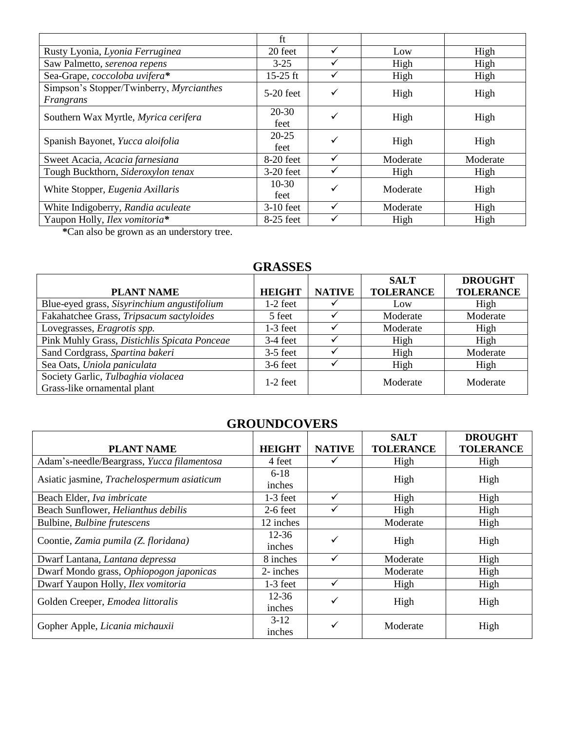| | ft | | | |
|---|---|---|---|---|
| Rusty Lyonia, *Lyonia Ferruginea* | 20 feet | ✓ | Low | High |
| Saw Palmetto, *serenoa repens* | 3-25 | ✓ | High | High |
| Sea-Grape, *coccoloba uvifera** | 15-25 ft | ✓ | High | High |
| Simpson's Stopper/Twinberry, *Myrcianthes Frangrans* | 5-20 feet | ✓ | High | High |
| Southern Wax Myrtle, *Myrica cerifera* | 20-30 feet | ✓ | High | High |
| Spanish Bayonet, *Yucca aloifolia* | 20-25 feet | ✓ | High | High |
| Sweet Acacia, *Acacia farnesiana* | 8-20 feet | ✓ | Moderate | Moderate |
| Tough Buckthorn, *Sideroxylon tenax* | 3-20 feet | ✓ | High | High |
| White Stopper, *Eugenia Axillaris* | 10-30 feet | ✓ | Moderate | High |
| White Indigoberry, *Randia aculeate* | 3-10 feet | ✓ | Moderate | High |
| Yaupon Holly, *Ilex vomitoria** | 8-25 feet | ✓ | High | High |

**\***Can also be grown as an understory tree.

## GRASSES

| PLANT NAME | HEIGHT | NATIVE | SALT TOLERANCE | DROUGHT TOLERANCE |
|---|---|---|---|---|
| Blue-eyed grass, *Sisyrinchium angustifolium* | 1-2 feet | ✓ | Low | High |
| Fakahatchee Grass, *Tripsacum sactyloides* | 5 feet | ✓ | Moderate | Moderate |
| Lovegrasses, *Eragrotis spp.* | 1-3 feet | ✓ | Moderate | High |
| Pink Muhly Grass, *Distichlis Spicata Ponceae* | 3-4 feet | ✓ | High | High |
| Sand Cordgrass, *Spartina bakeri* | 3-5 feet | ✓ | High | Moderate |
| Sea Oats, *Uniola paniculata* | 3-6 feet | ✓ | High | High |
| Society Garlic, *Tulbaghia violacea* Grass-like ornamental plant | 1-2 feet | | Moderate | Moderate |

## GROUNDCOVERS

| PLANT NAME | HEIGHT | NATIVE | SALT TOLERANCE | DROUGHT TOLERANCE |
|---|---|---|---|---|
| Adam's-needle/Beargrass, *Yucca filamentosa* | 4 feet | ✓ | High | High |
| Asiatic jasmine, *Trachelospermum asiaticum* | 6-18 inches | | High | High |
| Beach Elder, *Iva imbricate* | 1-3 feet | ✓ | High | High |
| Beach Sunflower, *Helianthus debilis* | 2-6 feet | ✓ | High | High |
| Bulbine, *Bulbine frutescens* | 12 inches | | Moderate | High |
| Coontie, *Zamia pumila (Z. floridana)* | 12-36 inches | ✓ | High | High |
| Dwarf Lantana, *Lantana depressa* | 8 inches | ✓ | Moderate | High |
| Dwarf Mondo grass, *Ophiopogon japonicas* | 2- inches | | Moderate | High |
| Dwarf Yaupon Holly, *Ilex vomitoria* | 1-3 feet | ✓ | High | High |
| Golden Creeper, *Emodea littoralis* | 12-36 inches | ✓ | High | High |
| Gopher Apple, *Licania michauxii* | 3-12 inches | ✓ | Moderate | High |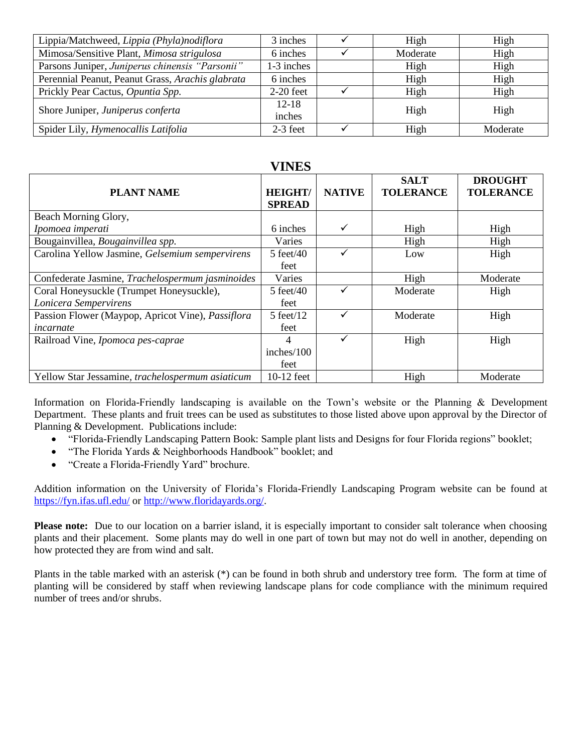| | | | | |
|---|---|---|---|---|
| Lippia/Matchweed, *Lippia (Phyla)nodiflora* | 3 inches | ✓ | High | High |
| Mimosa/Sensitive Plant, *Mimosa strigulosa* | 6 inches | ✓ | Moderate | High |
| Parsons Juniper, *Juniperus chinensis "Parsonii"* | 1-3 inches | | High | High |
| Perennial Peanut, Peanut Grass, *Arachis glabrata* | 6 inches | | High | High |
| Prickly Pear Cactus, *Opuntia Spp.* | 2-20 feet | ✓ | High | High |
| Shore Juniper, *Juniperus conferta* | 12-18 inches | | High | High |
| Spider Lily, *Hymenocallis Latifolia* | 2-3 feet | ✓ | High | Moderate |

## VINES

| PLANT NAME | HEIGHT/ SPREAD | NATIVE | SALT TOLERANCE | DROUGHT TOLERANCE |
|---|---|---|---|---|
| Beach Morning Glory, *Ipomoea imperati* | 6 inches | ✓ | High | High |
| Bougainvillea, *Bougainvillea spp.* | Varies | | High | High |
| Carolina Yellow Jasmine, *Gelsemium sempervirens* | 5 feet/40 feet | ✓ | Low | High |
| Confederate Jasmine, *Trachelospermum jasminoides* | Varies | | High | Moderate |
| Coral Honeysuckle (Trumpet Honeysuckle), *Lonicera Sempervirens* | 5 feet/40 feet | ✓ | Moderate | High |
| Passion Flower (Maypop, Apricot Vine), *Passiflora incarnate* | 5 feet/12 feet | ✓ | Moderate | High |
| Railroad Vine, *Ipomoca pes-caprae* | 4 inches/100 feet | ✓ | High | High |
| Yellow Star Jessamine, *trachelospermum asiaticum* | 10-12 feet | | High | Moderate |

Information on Florida-Friendly landscaping is available on the Town's website or the Planning & Development Department. These plants and fruit trees can be used as substitutes to those listed above upon approval by the Director of Planning & Development. Publications include:

- "Florida-Friendly Landscaping Pattern Book: Sample plant lists and Designs for four Florida regions" booklet;
- "The Florida Yards & Neighborhoods Handbook" booklet; and
- "Create a Florida-Friendly Yard" brochure.

Addition information on the University of Florida's Florida-Friendly Landscaping Program website can be found at https://fyn.ifas.ufl.edu/ or http://www.floridayards.org/.

**Please note:** Due to our location on a barrier island, it is especially important to consider salt tolerance when choosing plants and their placement. Some plants may do well in one part of town but may not do well in another, depending on how protected they are from wind and salt.

Plants in the table marked with an asterisk (*) can be found in both shrub and understory tree form. The form at time of planting will be considered by staff when reviewing landscape plans for code compliance with the minimum required number of trees and/or shrubs.